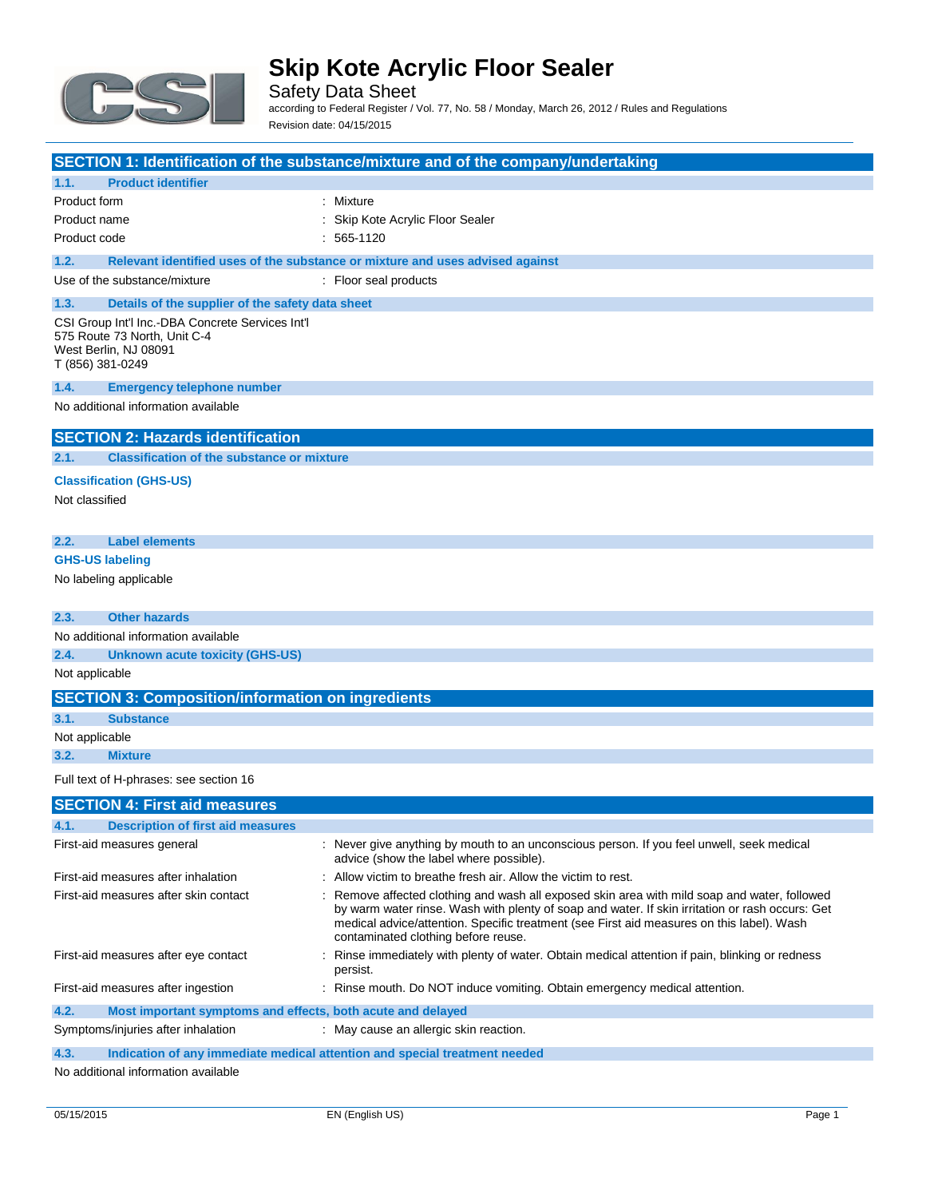# Skip Kote Acrylic Floor Sealer

Safety Data Sheet

according to Federal Register / Vol. 77, No. 58 / Monday, March 26, 2012 / Rules and Regulations

Revision date: 04/15/2015

## SECTION 1: Identification of the substance/mixture and of the company/undertaking

### 1.1. Product identifier

| | |
|---|---|
| Product form | : Mixture |
| Product name | : Skip Kote Acrylic Floor Sealer |
| Product code | : 565-1120 |

### 1.2. Relevant identified uses of the substance or mixture and uses advised against

| | |
|---|---|
| Use of the substance/mixture | : Floor seal products |

### 1.3. Details of the supplier of the safety data sheet

CSI Group Int'l Inc.-DBA Concrete Services Int'l
575 Route 73 North, Unit C-4
West Berlin, NJ 08091
T (856) 381-0249

### 1.4. Emergency telephone number

No additional information available

## SECTION 2: Hazards identification

### 2.1. Classification of the substance or mixture

**Classification (GHS-US)**

Not classified

### 2.2. Label elements

**GHS-US labeling**

No labeling applicable

### 2.3. Other hazards

No additional information available

### 2.4. Unknown acute toxicity (GHS-US)

Not applicable

## SECTION 3: Composition/information on ingredients

### 3.1. Substance

Not applicable

### 3.2. Mixture

Full text of H-phrases: see section 16

## SECTION 4: First aid measures

### 4.1. Description of first aid measures

| | |
|---|---|
| First-aid measures general | : Never give anything by mouth to an unconscious person. If you feel unwell, seek medical advice (show the label where possible). |
| First-aid measures after inhalation | : Allow victim to breathe fresh air. Allow the victim to rest. |
| First-aid measures after skin contact | : Remove affected clothing and wash all exposed skin area with mild soap and water, followed by warm water rinse. Wash with plenty of soap and water. If skin irritation or rash occurs: Get medical advice/attention. Specific treatment (see First aid measures on this label). Wash contaminated clothing before reuse. |
| First-aid measures after eye contact | : Rinse immediately with plenty of water. Obtain medical attention if pain, blinking or redness persist. |
| First-aid measures after ingestion | : Rinse mouth. Do NOT induce vomiting. Obtain emergency medical attention. |

### 4.2. Most important symptoms and effects, both acute and delayed

| | |
|---|---|
| Symptoms/injuries after inhalation | : May cause an allergic skin reaction. |

### 4.3. Indication of any immediate medical attention and special treatment needed

No additional information available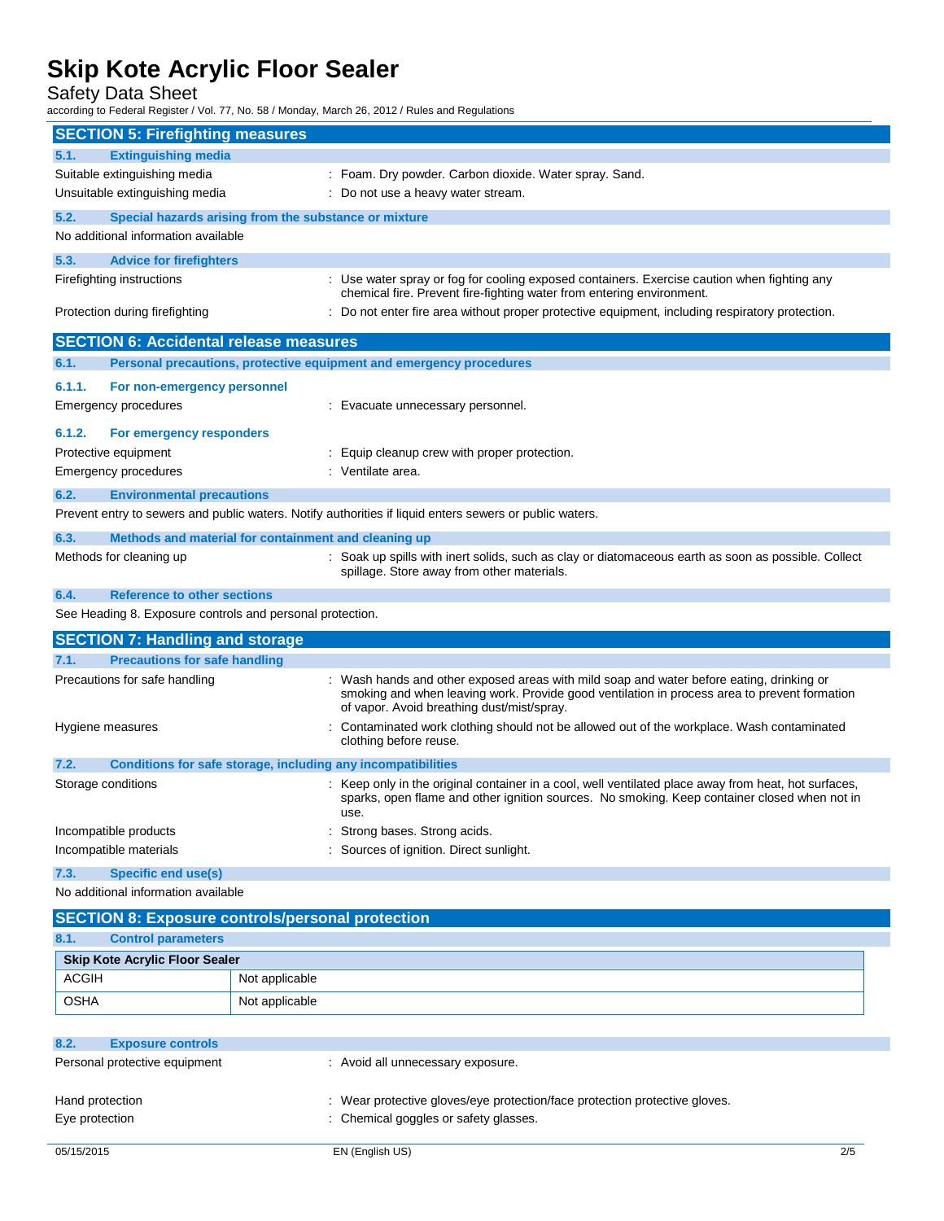## SECTION 5: Firefighting measures

### 5.1. Extinguishing media

Suitable extinguishing media : Foam. Dry powder. Carbon dioxide. Water spray. Sand.

Unsuitable extinguishing media : Do not use a heavy water stream.

### 5.2. Special hazards arising from the substance or mixture

No additional information available

### 5.3. Advice for firefighters

Firefighting instructions : Use water spray or fog for cooling exposed containers. Exercise caution when fighting any chemical fire. Prevent fire-fighting water from entering environment.

Protection during firefighting : Do not enter fire area without proper protective equipment, including respiratory protection.

## SECTION 6: Accidental release measures

### 6.1. Personal precautions, protective equipment and emergency procedures

#### 6.1.1. For non-emergency personnel

Emergency procedures : Evacuate unnecessary personnel.

#### 6.1.2. For emergency responders

Protective equipment : Equip cleanup crew with proper protection.

Emergency procedures : Ventilate area.

### 6.2. Environmental precautions

Prevent entry to sewers and public waters. Notify authorities if liquid enters sewers or public waters.

### 6.3. Methods and material for containment and cleaning up

Methods for cleaning up : Soak up spills with inert solids, such as clay or diatomaceous earth as soon as possible. Collect spillage. Store away from other materials.

### 6.4. Reference to other sections

See Heading 8. Exposure controls and personal protection.

## SECTION 7: Handling and storage

### 7.1. Precautions for safe handling

Precautions for safe handling : Wash hands and other exposed areas with mild soap and water before eating, drinking or smoking and when leaving work. Provide good ventilation in process area to prevent formation of vapor. Avoid breathing dust/mist/spray.

Hygiene measures : Contaminated work clothing should not be allowed out of the workplace. Wash contaminated clothing before reuse.

### 7.2. Conditions for safe storage, including any incompatibilities

Storage conditions : Keep only in the original container in a cool, well ventilated place away from heat, hot surfaces, sparks, open flame and other ignition sources. No smoking. Keep container closed when not in use.

Incompatible products : Strong bases. Strong acids.

Incompatible materials : Sources of ignition. Direct sunlight.

### 7.3. Specific end use(s)

No additional information available

## SECTION 8: Exposure controls/personal protection

### 8.1. Control parameters

| Skip Kote Acrylic Floor Sealer | |
|---|---|
| ACGIH | Not applicable |
| OSHA | Not applicable |

### 8.2. Exposure controls

Personal protective equipment : Avoid all unnecessary exposure.

Hand protection : Wear protective gloves/eye protection/face protection protective gloves.

Eye protection : Chemical goggles or safety glasses.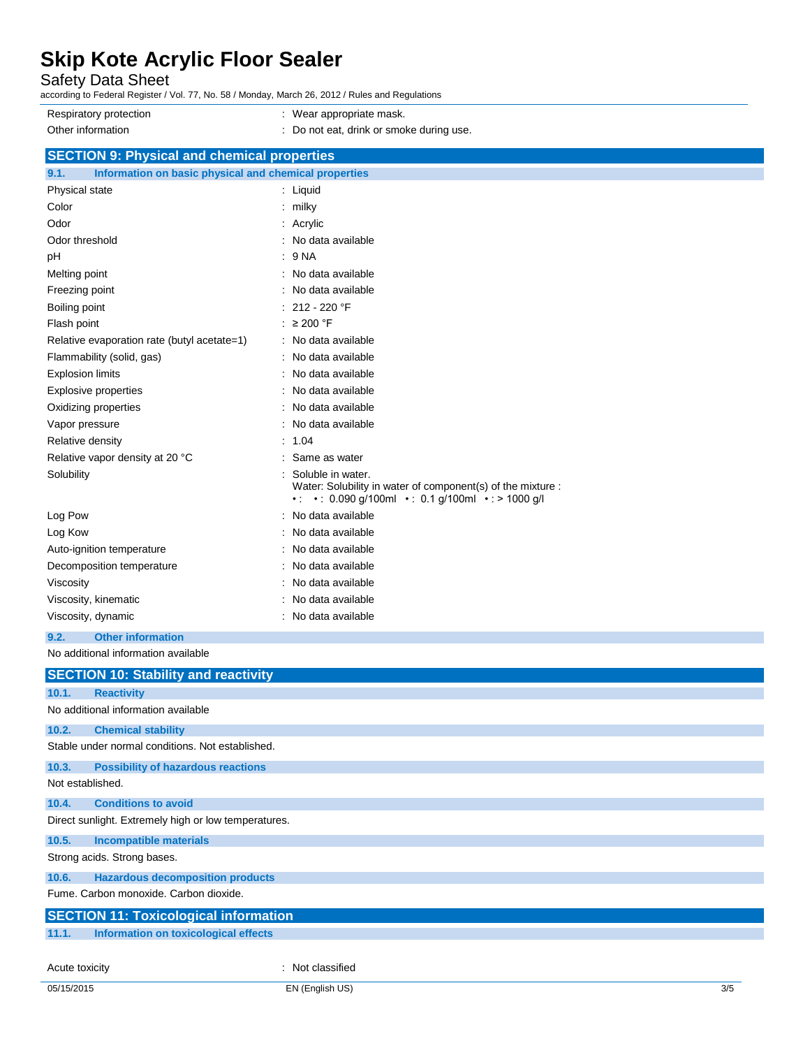| | |
|---|---|
| Respiratory protection | : Wear appropriate mask. |
| Other information | : Do not eat, drink or smoke during use. |

## SECTION 9: Physical and chemical properties

### 9.1. Information on basic physical and chemical properties

| | |
|---|---|
| Physical state | : Liquid |
| Color | : milky |
| Odor | : Acrylic |
| Odor threshold | : No data available |
| pH | : 9 NA |
| Melting point | : No data available |
| Freezing point | : No data available |
| Boiling point | : 212 - 220 °F |
| Flash point | : ≥ 200 °F |
| Relative evaporation rate (butyl acetate=1) | : No data available |
| Flammability (solid, gas) | : No data available |
| Explosion limits | : No data available |
| Explosive properties | : No data available |
| Oxidizing properties | : No data available |
| Vapor pressure | : No data available |
| Relative density | : 1.04 |
| Relative vapor density at 20 °C | : Same as water |
| Solubility | : Soluble in water.<br>Water: Solubility in water of component(s) of the mixture :<br>• : • : 0.090 g/100ml • : 0.1 g/100ml • : > 1000 g/l |
| Log Pow | : No data available |
| Log Kow | : No data available |
| Auto-ignition temperature | : No data available |
| Decomposition temperature | : No data available |
| Viscosity | : No data available |
| Viscosity, kinematic | : No data available |
| Viscosity, dynamic | : No data available |

### 9.2. Other information

No additional information available

## SECTION 10: Stability and reactivity

### 10.1. Reactivity

No additional information available

### 10.2. Chemical stability

Stable under normal conditions. Not established.

### 10.3. Possibility of hazardous reactions

Not established.

### 10.4. Conditions to avoid

Direct sunlight. Extremely high or low temperatures.

### 10.5. Incompatible materials

Strong acids. Strong bases.

### 10.6. Hazardous decomposition products

Fume. Carbon monoxide. Carbon dioxide.

## SECTION 11: Toxicological information

### 11.1. Information on toxicological effects

| | |
|---|---|
| Acute toxicity | : Not classified |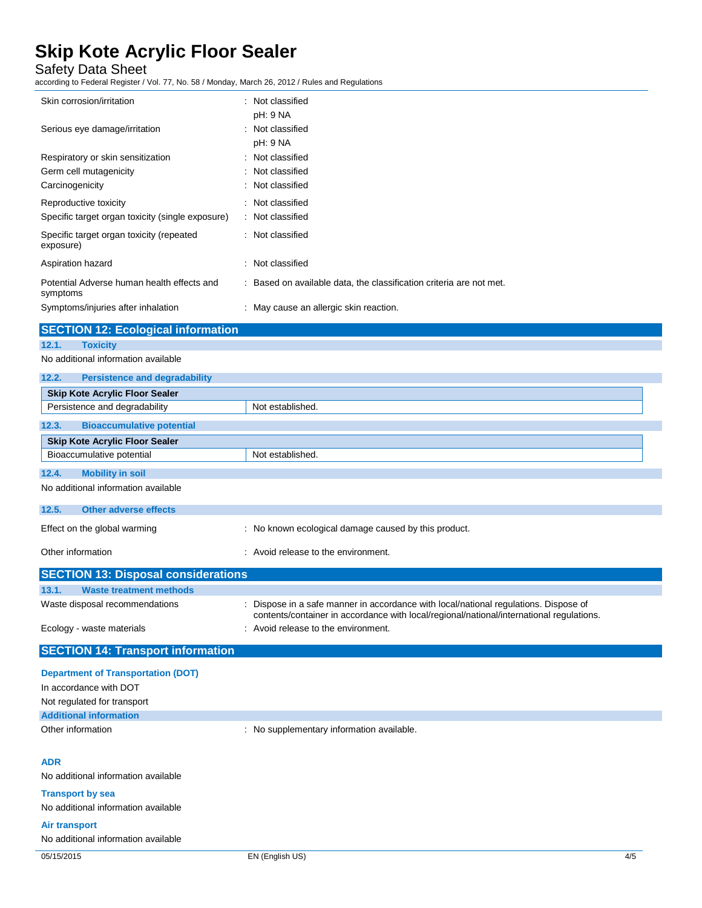| | |
|---|---|
| Skin corrosion/irritation | : Not classified<br>pH: 9 NA |
| Serious eye damage/irritation | : Not classified<br>pH: 9 NA |
| Respiratory or skin sensitization | : Not classified |
| Germ cell mutagenicity | : Not classified |
| Carcinogenicity | : Not classified |
| Reproductive toxicity | : Not classified |
| Specific target organ toxicity (single exposure) | : Not classified |
| Specific target organ toxicity (repeated exposure) | : Not classified |
| Aspiration hazard | : Not classified |
| Potential Adverse human health effects and symptoms | : Based on available data, the classification criteria are not met. |
| Symptoms/injuries after inhalation | : May cause an allergic skin reaction. |

## SECTION 12: Ecological information

### 12.1. Toxicity

No additional information available

### 12.2. Persistence and degradability

| Skip Kote Acrylic Floor Sealer | |
|---|---|
| Persistence and degradability | Not established. |

### 12.3. Bioaccumulative potential

| Skip Kote Acrylic Floor Sealer | |
|---|---|
| Bioaccumulative potential | Not established. |

### 12.4. Mobility in soil

No additional information available

### 12.5. Other adverse effects

| | |
|---|---|
| Effect on the global warming | : No known ecological damage caused by this product. |
| Other information | : Avoid release to the environment. |

## SECTION 13: Disposal considerations

### 13.1. Waste treatment methods

| | |
|---|---|
| Waste disposal recommendations | : Dispose in a safe manner in accordance with local/national regulations. Dispose of contents/container in accordance with local/regional/national/international regulations. |
| Ecology - waste materials | : Avoid release to the environment. |

## SECTION 14: Transport information

**Department of Transportation (DOT)**

In accordance with DOT

Not regulated for transport

**Additional information**

| | |
|---|---|
| Other information | : No supplementary information available. |

**ADR**

No additional information available

**Transport by sea**

No additional information available

**Air transport**

No additional information available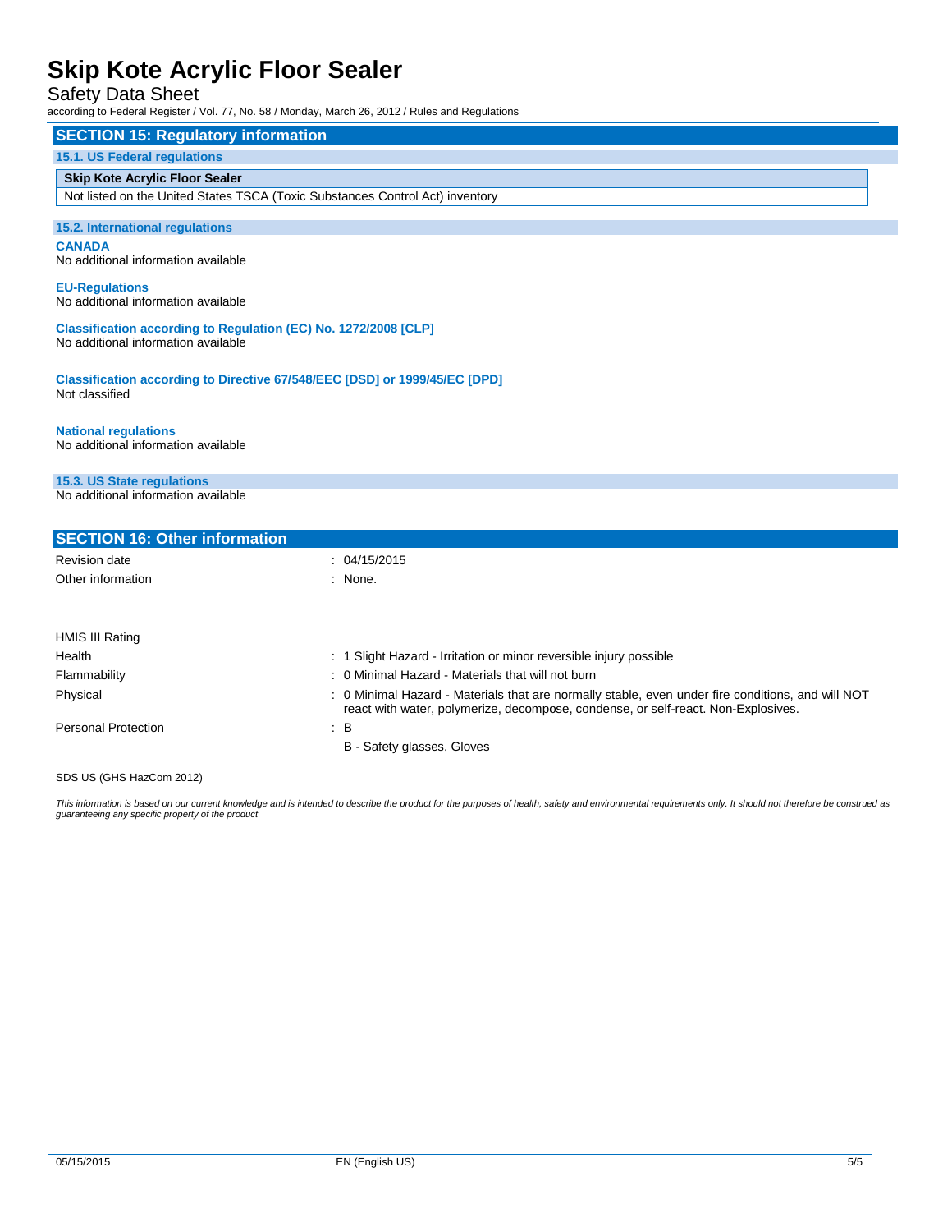## SECTION 15: Regulatory information

### 15.1. US Federal regulations

| Skip Kote Acrylic Floor Sealer |
|---|
| Not listed on the United States TSCA (Toxic Substances Control Act) inventory |

### 15.2. International regulations

**CANADA**

No additional information available

**EU-Regulations**

No additional information available

**Classification according to Regulation (EC) No. 1272/2008 [CLP]**

No additional information available

**Classification according to Directive 67/548/EEC [DSD] or 1999/45/EC [DPD]**

Not classified

**National regulations**

No additional information available

### 15.3. US State regulations

No additional information available

## SECTION 16: Other information

| | |
|---|---|
| Revision date | : 04/15/2015 |
| Other information | : None. |

| | |
|---|---|
| HMIS III Rating | |
| Health | : 1 Slight Hazard - Irritation or minor reversible injury possible |
| Flammability | : 0 Minimal Hazard - Materials that will not burn |
| Physical | : 0 Minimal Hazard - Materials that are normally stable, even under fire conditions, and will NOT react with water, polymerize, decompose, condense, or self-react. Non-Explosives. |
| Personal Protection | : B |
| | B - Safety glasses, Gloves |

SDS US (GHS HazCom 2012)

*This information is based on our current knowledge and is intended to describe the product for the purposes of health, safety and environmental requirements only. It should not therefore be construed as guaranteeing any specific property of the product*